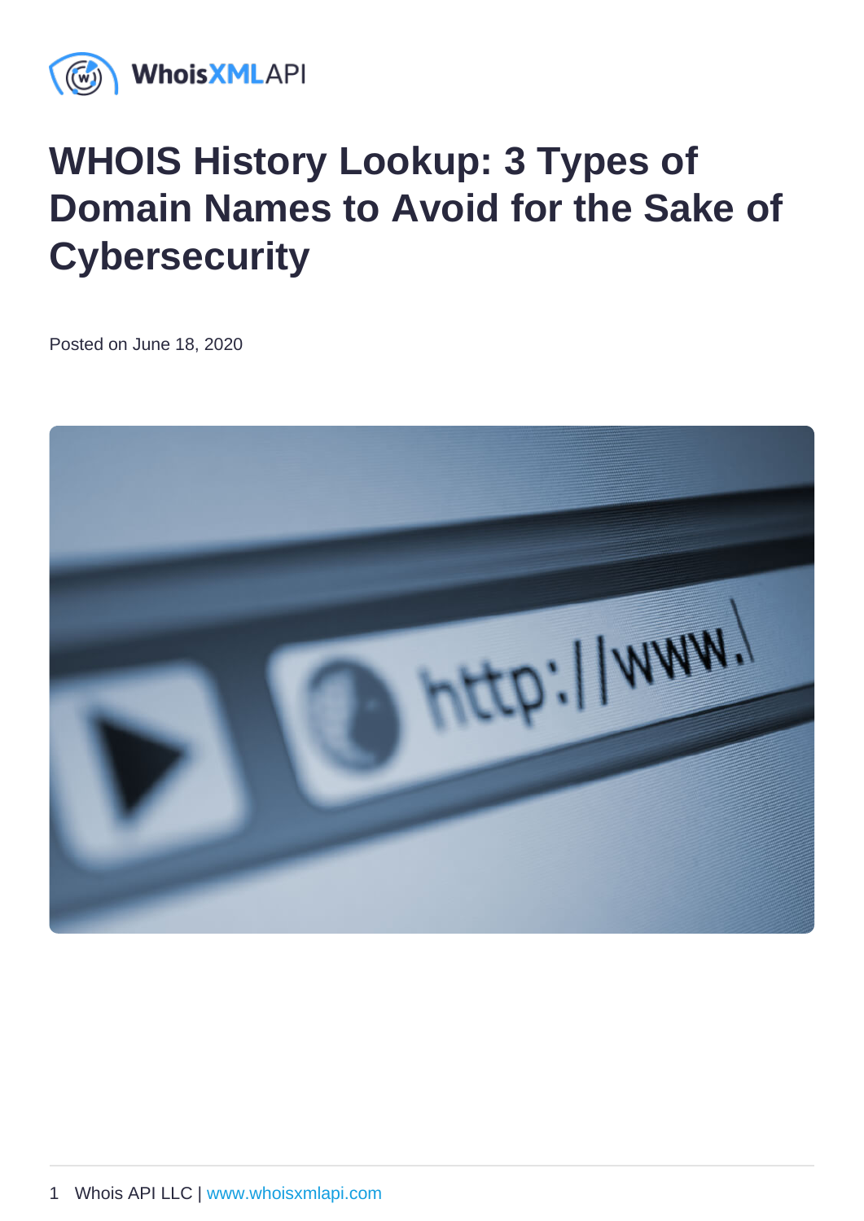# WHOIS History Lookup: 3 Types of Domain Names to Avoid for the Sake of Cybersecurity

Posted on June 18, 2020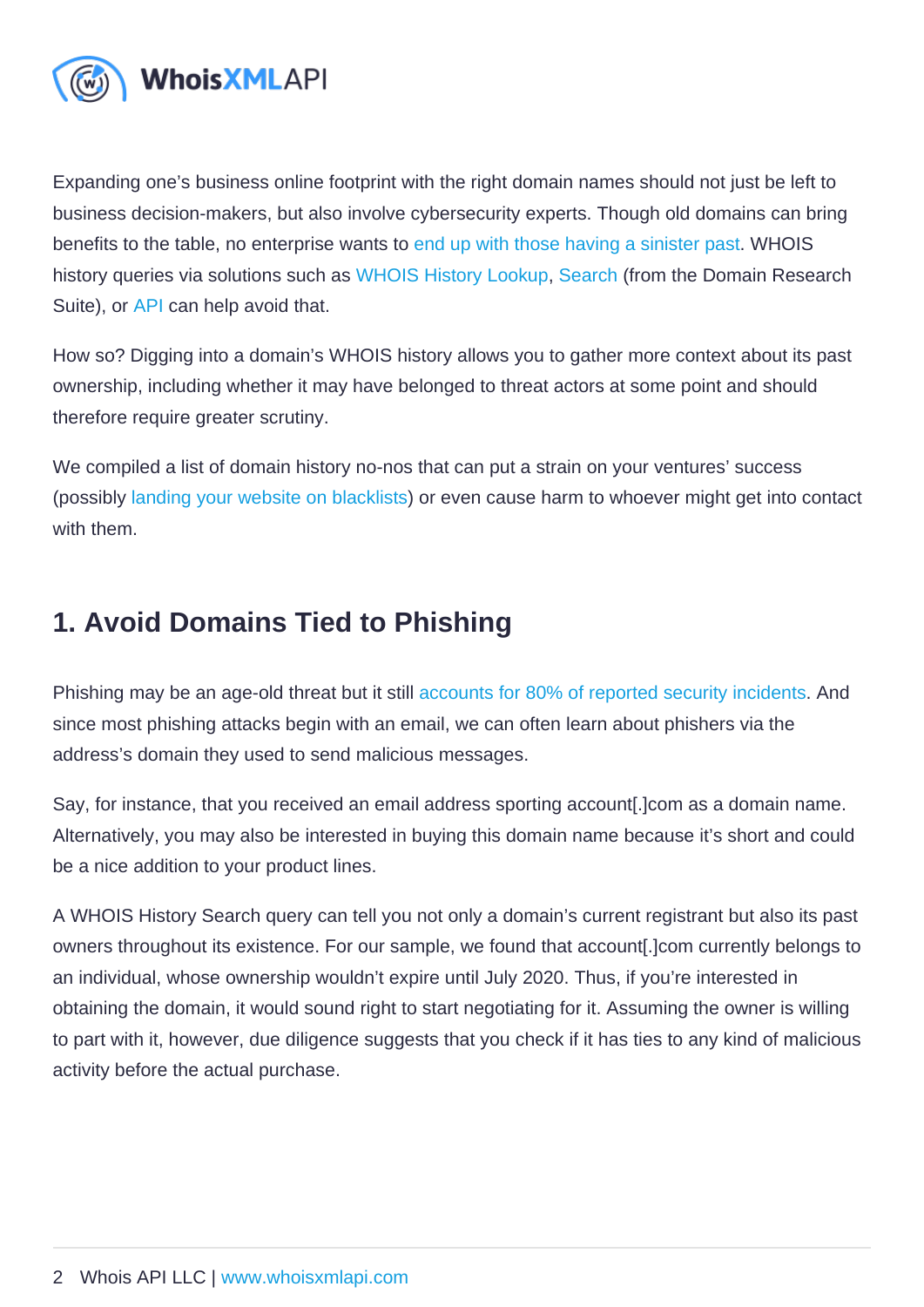Expanding one's business online footprint with the right domain names should not just be left to business decision-makers, but also involve cybersecurity experts. Though old domains can bring benefits to the table, no enterprise wants to end up with those having a sinister past. WHOIS history queries via solutions such as WHOIS History Lookup, Search (from the Domain Research Suite), or API can help avoid that.

How so? Digging into a domain's WHOIS history allows you to gather more context about its past ownership, including whether it may have belonged to threat actors at some point and should therefore require greater scrutiny.

We compiled a list of domain history no-nos that can put a strain on your ventures' success (possibly landing your website on blacklists) or even cause harm to whoever might get into contact with them.

## 1. Avoid Domains Tied to Phishing

Phishing may be an age-old threat but it still accounts for 80% of reported security incidents. And since most phishing attacks begin with an email, we can often learn about phishers via the address's domain they used to send malicious messages.

Say, for instance, that you received an email address sporting account[.]com as a domain name. Alternatively, you may also be interested in buying this domain name because it's short and could be a nice addition to your product lines.

A WHOIS History Search query can tell you not only a domain's current registrant but also its past owners throughout its existence. For our sample, we found that account[.]com currently belongs to an individual, whose ownership wouldn't expire until July 2020. Thus, if you're interested in obtaining the domain, it would sound right to start negotiating for it. Assuming the owner is willing to part with it, however, due diligence suggests that you check if it has ties to any kind of malicious activity before the actual purchase.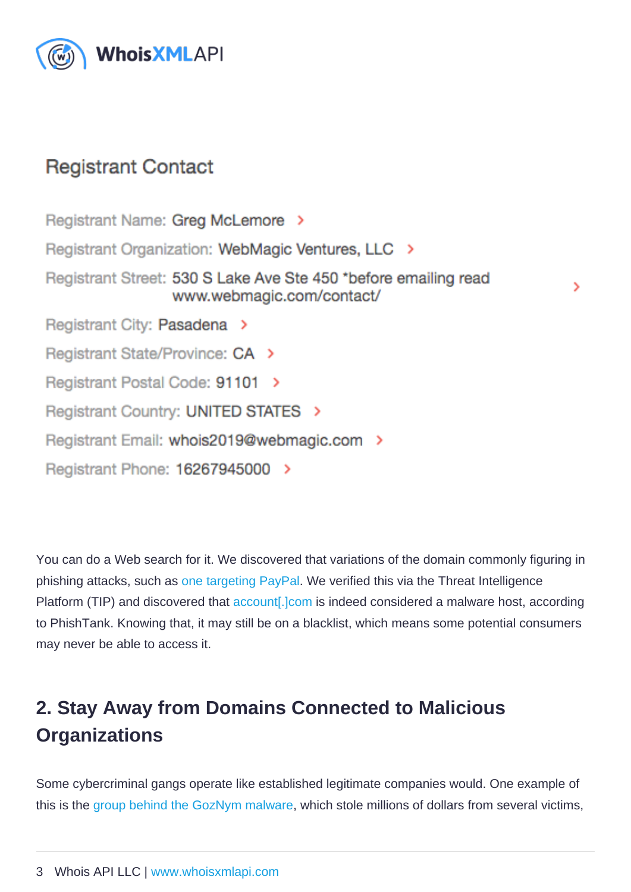### Registrant Contact

Registrant Name: Greg McLemore

Registrant Organization: WebMagic Ventures, LLC

Registrant Street: 530 S Lake Ave Ste 450 *before emailing read www.webmagic.com/contact/

Registrant City: Pasadena

Registrant State/Province: CA

Registrant Postal Code: 91101

Registrant Country: UNITED STATES

Registrant Email: whois2019@webmagic.com

Registrant Phone: 16267945000

You can do a Web search for it. We discovered that variations of the domain commonly figuring in phishing attacks, such as one targeting PayPal. We verified this via the Threat Intelligence Platform (TIP) and discovered that account[.]com is indeed considered a malware host, according to PhishTank. Knowing that, it may still be on a blacklist, which means some potential consumers may never be able to access it.

## 2. Stay Away from Domains Connected to Malicious Organizations

Some cybercriminal gangs operate like established legitimate companies would. One example of this is the group behind the GozNym malware, which stole millions of dollars from several victims,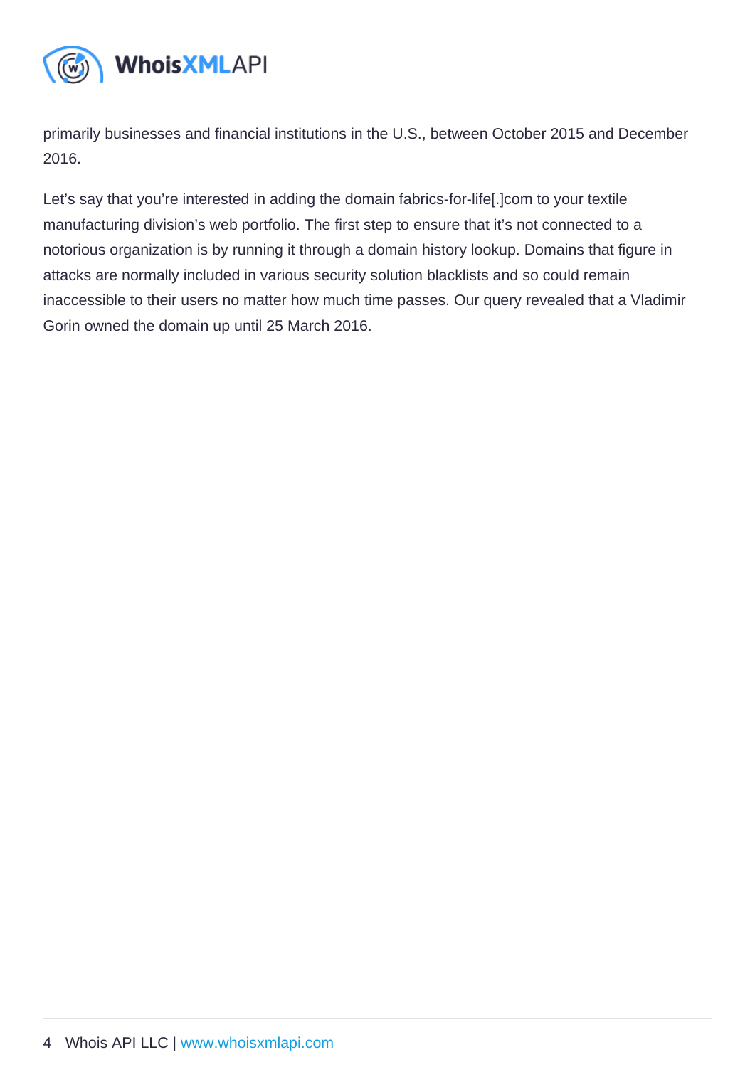primarily businesses and financial institutions in the U.S., between October 2015 and December 2016.

Let's say that you're interested in adding the domain fabrics-for-life[.]com to your textile manufacturing division's web portfolio. The first step to ensure that it's not connected to a notorious organization is by running it through a domain history lookup. Domains that figure in attacks are normally included in various security solution blacklists and so could remain inaccessible to their users no matter how much time passes. Our query revealed that a Vladimir Gorin owned the domain up until 25 March 2016.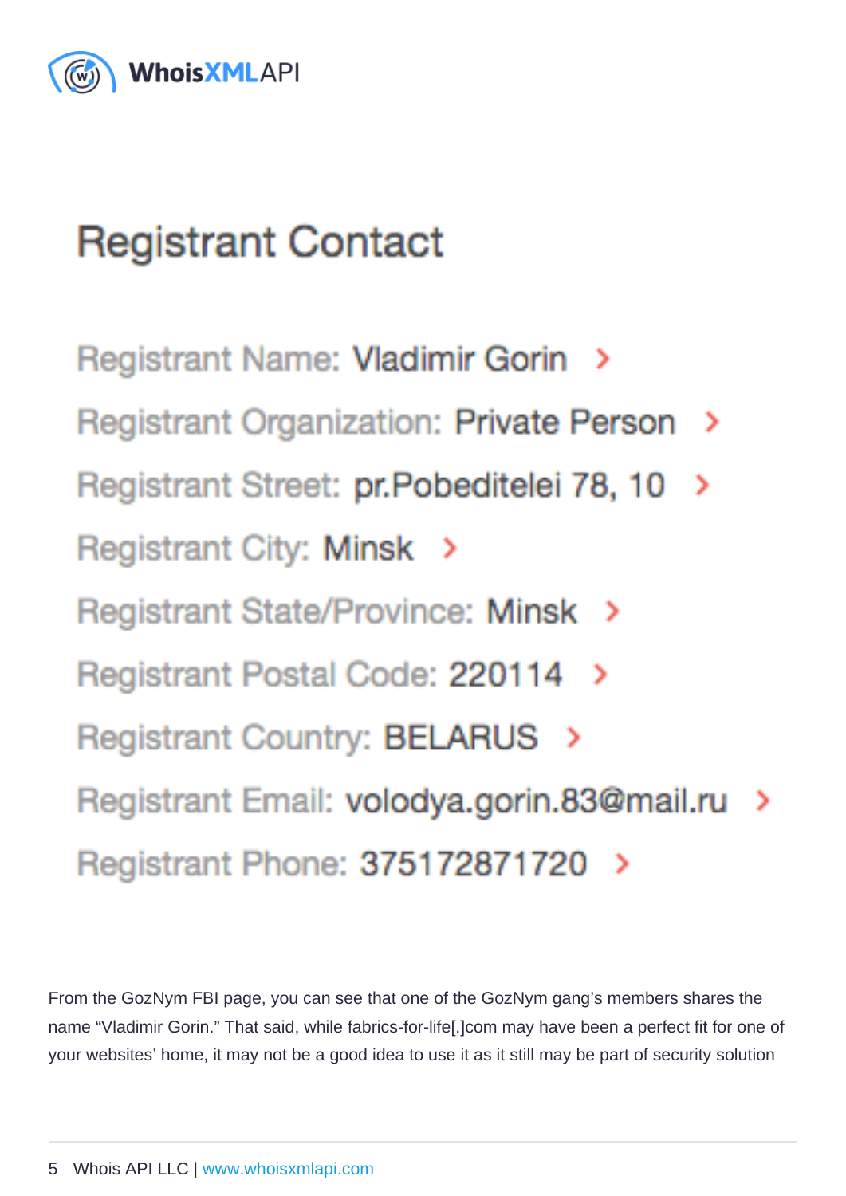## Registrant Contact

Registrant Name: Vladimir Gorin

Registrant Organization: Private Person

Registrant Street: pr.Pobeditelei 78, 10

Registrant City: Minsk

Registrant State/Province: Minsk

Registrant Postal Code: 220114

Registrant Country: BELARUS

Registrant Email: volodya.gorin.83@mail.ru

Registrant Phone: 375172871720

From the GozNym FBI page, you can see that one of the GozNym gang's members shares the name "Vladimir Gorin." That said, while fabrics-for-life[.]com may have been a perfect fit for one of your websites' home, it may not be a good idea to use it as it still may be part of security solution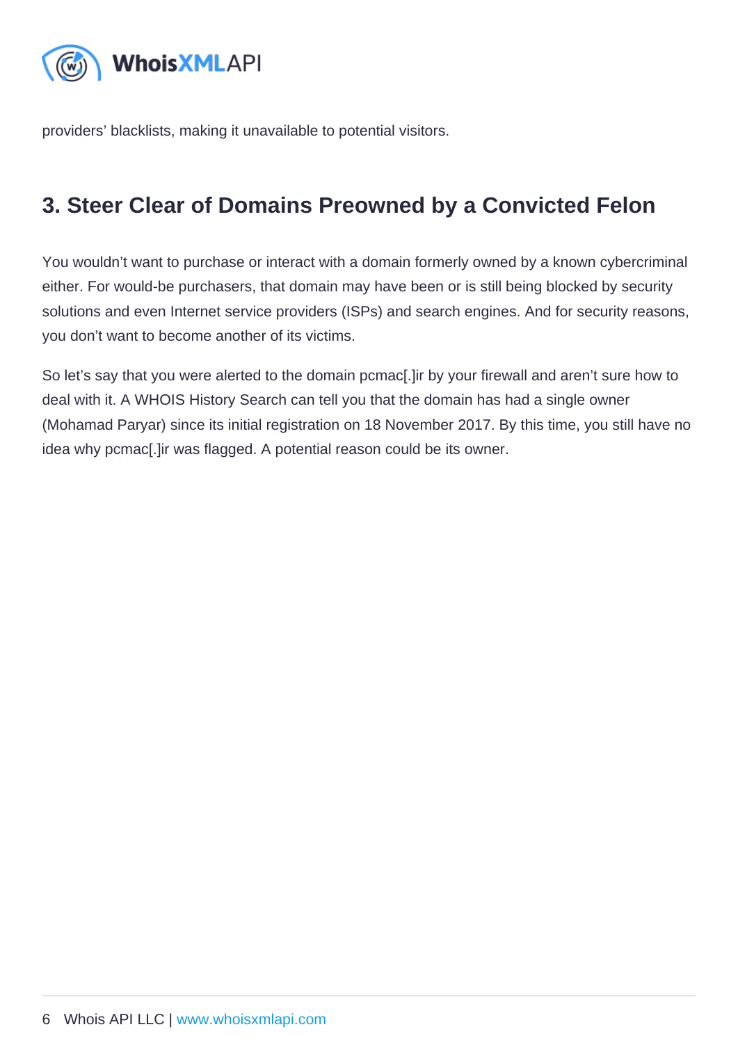providers' blacklists, making it unavailable to potential visitors.

## 3. Steer Clear of Domains Preowned by a Convicted Felon

You wouldn't want to purchase or interact with a domain formerly owned by a known cybercriminal either. For would-be purchasers, that domain may have been or is still being blocked by security solutions and even Internet service providers (ISPs) and search engines. And for security reasons, you don't want to become another of its victims.

So let's say that you were alerted to the domain pcmac[.]ir by your firewall and aren't sure how to deal with it. A WHOIS History Search can tell you that the domain has had a single owner (Mohamad Paryar) since its initial registration on 18 November 2017. By this time, you still have no idea why pcmac[.]ir was flagged. A potential reason could be its owner.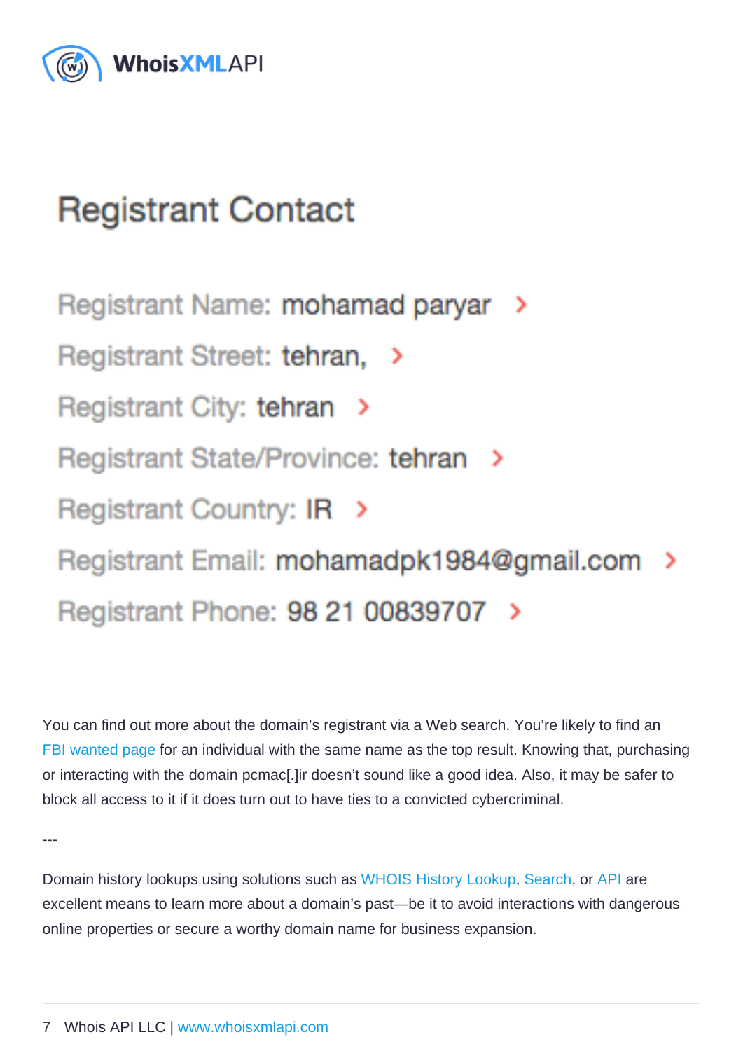## Registrant Contact

Registrant Name: mohamad paryar

Registrant Street: tehran,

Registrant City: tehran

Registrant State/Province: tehran

Registrant Country: IR

Registrant Email: mohamadpk1984@gmail.com

Registrant Phone: 98 21 00839707

You can find out more about the domain's registrant via a Web search. You're likely to find an FBI wanted page for an individual with the same name as the top result. Knowing that, purchasing or interacting with the domain pcmac[.]ir doesn't sound like a good idea. Also, it may be safer to block all access to it if it does turn out to have ties to a convicted cybercriminal.

---

Domain history lookups using solutions such as WHOIS History Lookup, Search, or API are excellent means to learn more about a domain's past—be it to avoid interactions with dangerous online properties or secure a worthy domain name for business expansion.